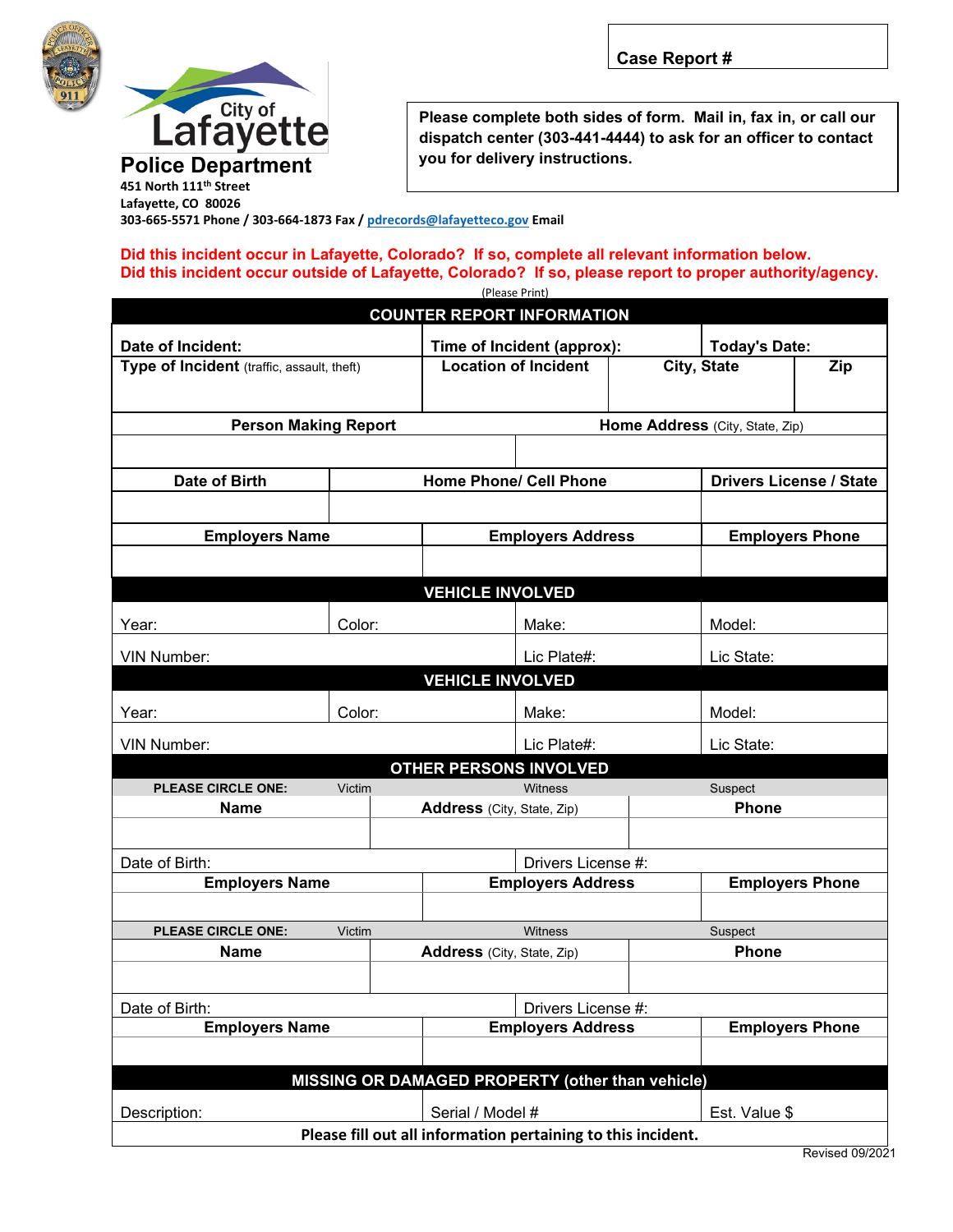Case Report #

# City of Lafayette

## Police Department

451 North 111th Street
Lafayette, CO 80026
303-665-5571 Phone / 303-664-1873 Fax / pdrecords@lafayetteco.gov Email

**Please complete both sides of form. Mail in, fax in, or call our dispatch center (303-441-4444) to ask for an officer to contact you for delivery instructions.**

**Did this incident occur in Lafayette, Colorado? If so, complete all relevant information below.**
**Did this incident occur outside of Lafayette, Colorado? If so, please report to proper authority/agency.**

(Please Print)

| COUNTER REPORT INFORMATION | | | |
|---|---|---|---|
| **Date of Incident:** | **Time of Incident (approx):** | | **Today's Date:** |
| **Type of Incident** (traffic, assault, theft) | **Location of Incident** | **City, State** | **Zip** |
| **Person Making Report** | | **Home Address** (City, State, Zip) | |
| | | | |
| **Date of Birth** | **Home Phone/ Cell Phone** | | **Drivers License / State** |
| | | | |
| **Employers Name** | **Employers Address** | | **Employers Phone** |
| | | | |

| VEHICLE INVOLVED | | | |
|---|---|---|---|
| Year: | Color: | Make: | Model: |
| VIN Number: | | Lic Plate#: | Lic State: |

| VEHICLE INVOLVED | | | |
|---|---|---|---|
| Year: | Color: | Make: | Model: |
| VIN Number: | | Lic Plate#: | Lic State: |

| OTHER PERSONS INVOLVED | | |
|---|---|---|
| **PLEASE CIRCLE ONE:** Victim | Witness | Suspect |
| **Name** | **Address** (City, State, Zip) | **Phone** |
| | | |
| Date of Birth: | Drivers License #: | |
| **Employers Name** | **Employers Address** | **Employers Phone** |
| | | |
| **PLEASE CIRCLE ONE:** Victim | Witness | Suspect |
| **Name** | **Address** (City, State, Zip) | **Phone** |
| | | |
| Date of Birth: | Drivers License #: | |
| **Employers Name** | **Employers Address** | **Employers Phone** |
| | | |

| MISSING OR DAMAGED PROPERTY (other than vehicle) | | |
|---|---|---|
| Description: | Serial / Model # | Est. Value $ |

**Please fill out all information pertaining to this incident.**

Revised 09/2021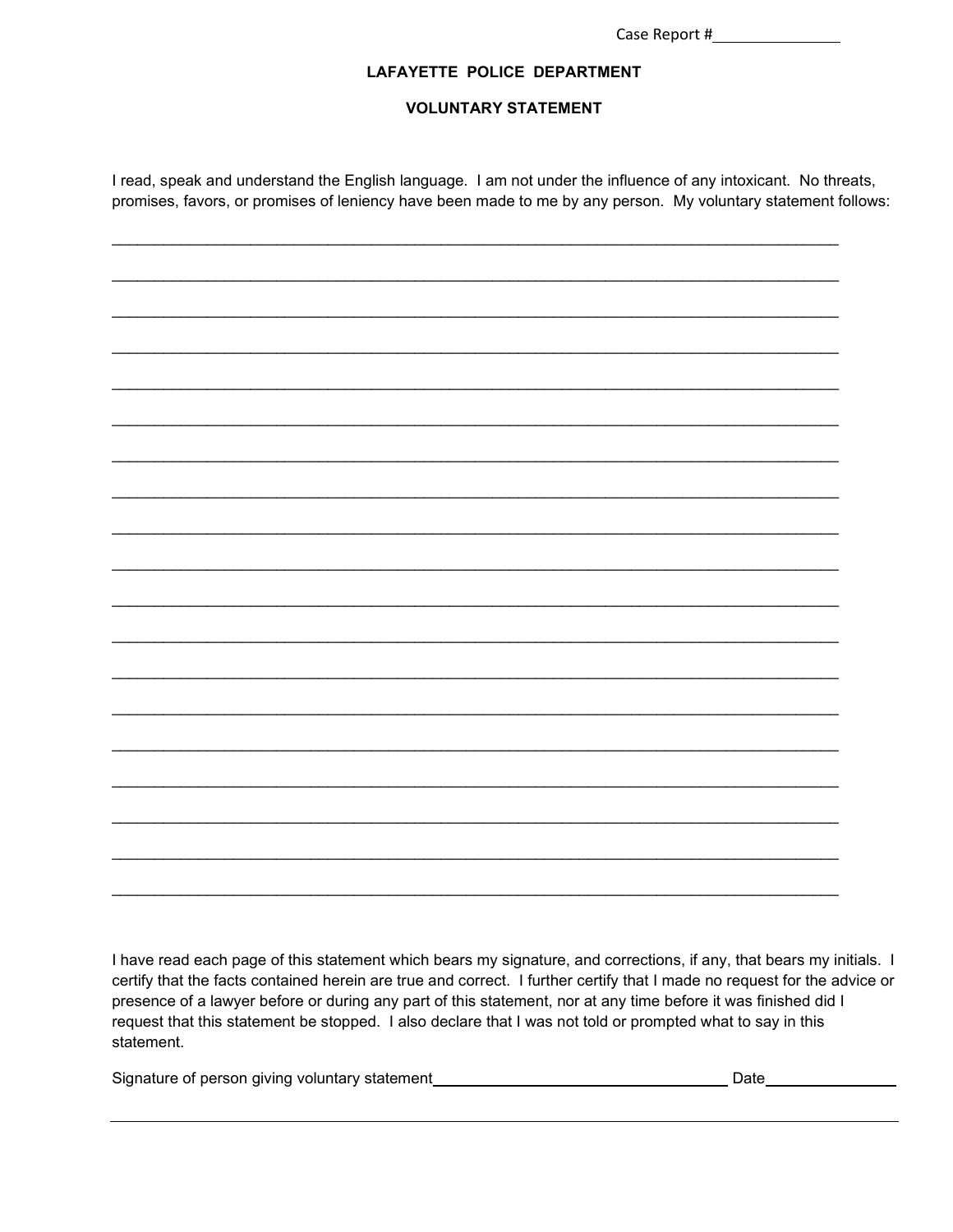Case Report #________________

**LAFAYETTE POLICE DEPARTMENT**

**VOLUNTARY STATEMENT**

I read, speak and understand the English language. I am not under the influence of any intoxicant. No threats, promises, favors, or promises of leniency have been made to me by any person. My voluntary statement follows:

______________________________________________________________________________

______________________________________________________________________________

______________________________________________________________________________

______________________________________________________________________________

______________________________________________________________________________

______________________________________________________________________________

______________________________________________________________________________

______________________________________________________________________________

______________________________________________________________________________

______________________________________________________________________________

______________________________________________________________________________

______________________________________________________________________________

______________________________________________________________________________

______________________________________________________________________________

______________________________________________________________________________

______________________________________________________________________________

______________________________________________________________________________

______________________________________________________________________________

______________________________________________________________________________

I have read each page of this statement which bears my signature, and corrections, if any, that bears my initials. I certify that the facts contained herein are true and correct. I further certify that I made no request for the advice or presence of a lawyer before or during any part of this statement, nor at any time before it was finished did I request that this statement be stopped. I also declare that I was not told or prompted what to say in this statement.

Signature of person giving voluntary statement________________________________ Date______________